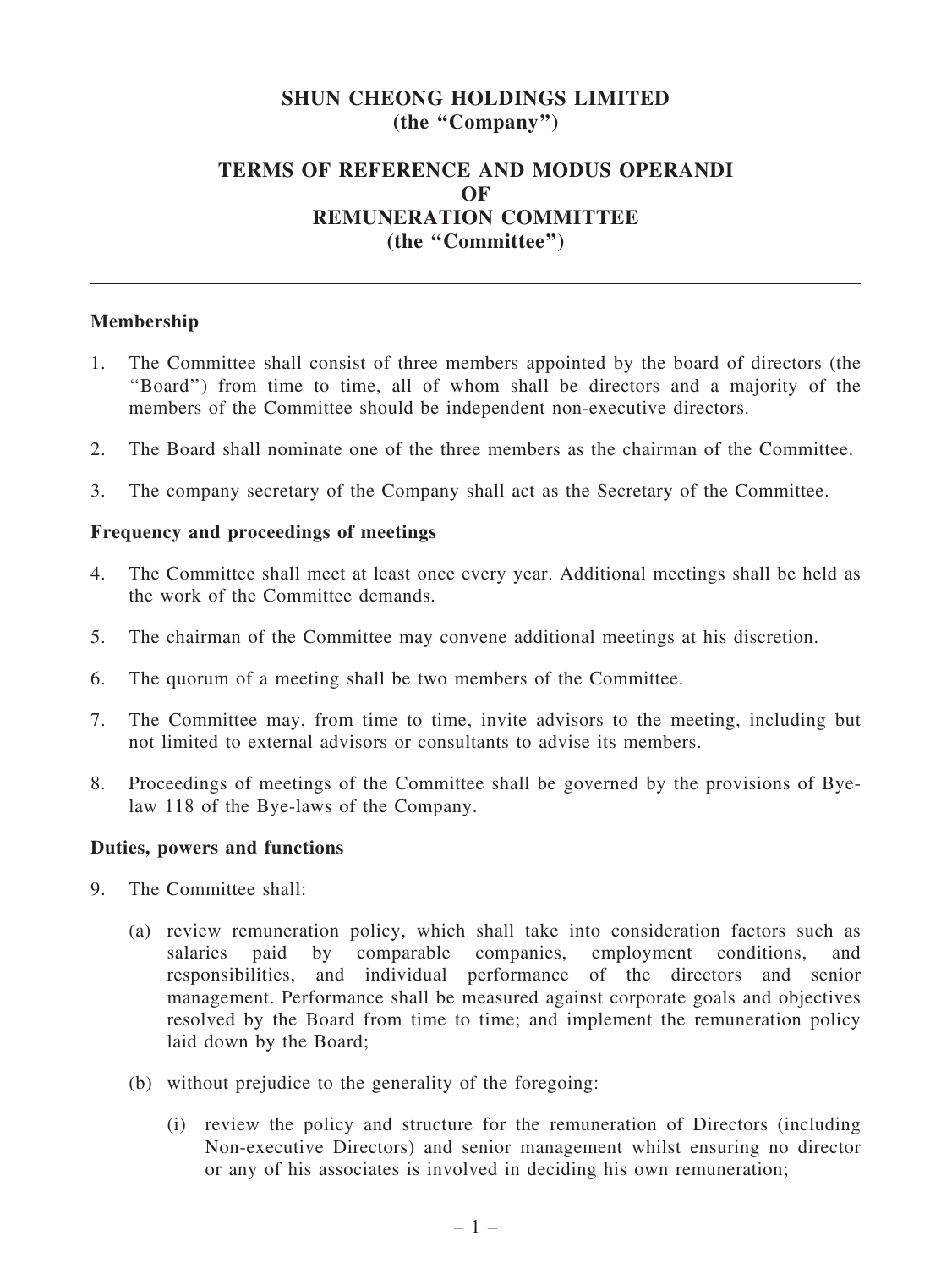# SHUN CHEONG HOLDINGS LIMITED
## (the "Company")

## TERMS OF REFERENCE AND MODUS OPERANDI OF REMUNERATION COMMITTEE
## (the "Committee")

---

### Membership

1. The Committee shall consist of three members appointed by the board of directors (the "Board") from time to time, all of whom shall be directors and a majority of the members of the Committee should be independent non-executive directors.

2. The Board shall nominate one of the three members as the chairman of the Committee.

3. The company secretary of the Company shall act as the Secretary of the Committee.

### Frequency and proceedings of meetings

4. The Committee shall meet at least once every year. Additional meetings shall be held as the work of the Committee demands.

5. The chairman of the Committee may convene additional meetings at his discretion.

6. The quorum of a meeting shall be two members of the Committee.

7. The Committee may, from time to time, invite advisors to the meeting, including but not limited to external advisors or consultants to advise its members.

8. Proceedings of meetings of the Committee shall be governed by the provisions of Bye-law 118 of the Bye-laws of the Company.

### Duties, powers and functions

9. The Committee shall:

   (a) review remuneration policy, which shall take into consideration factors such as salaries paid by comparable companies, employment conditions, and responsibilities, and individual performance of the directors and senior management. Performance shall be measured against corporate goals and objectives resolved by the Board from time to time; and implement the remuneration policy laid down by the Board;

   (b) without prejudice to the generality of the foregoing:

      (i) review the policy and structure for the remuneration of Directors (including Non-executive Directors) and senior management whilst ensuring no director or any of his associates is involved in deciding his own remuneration;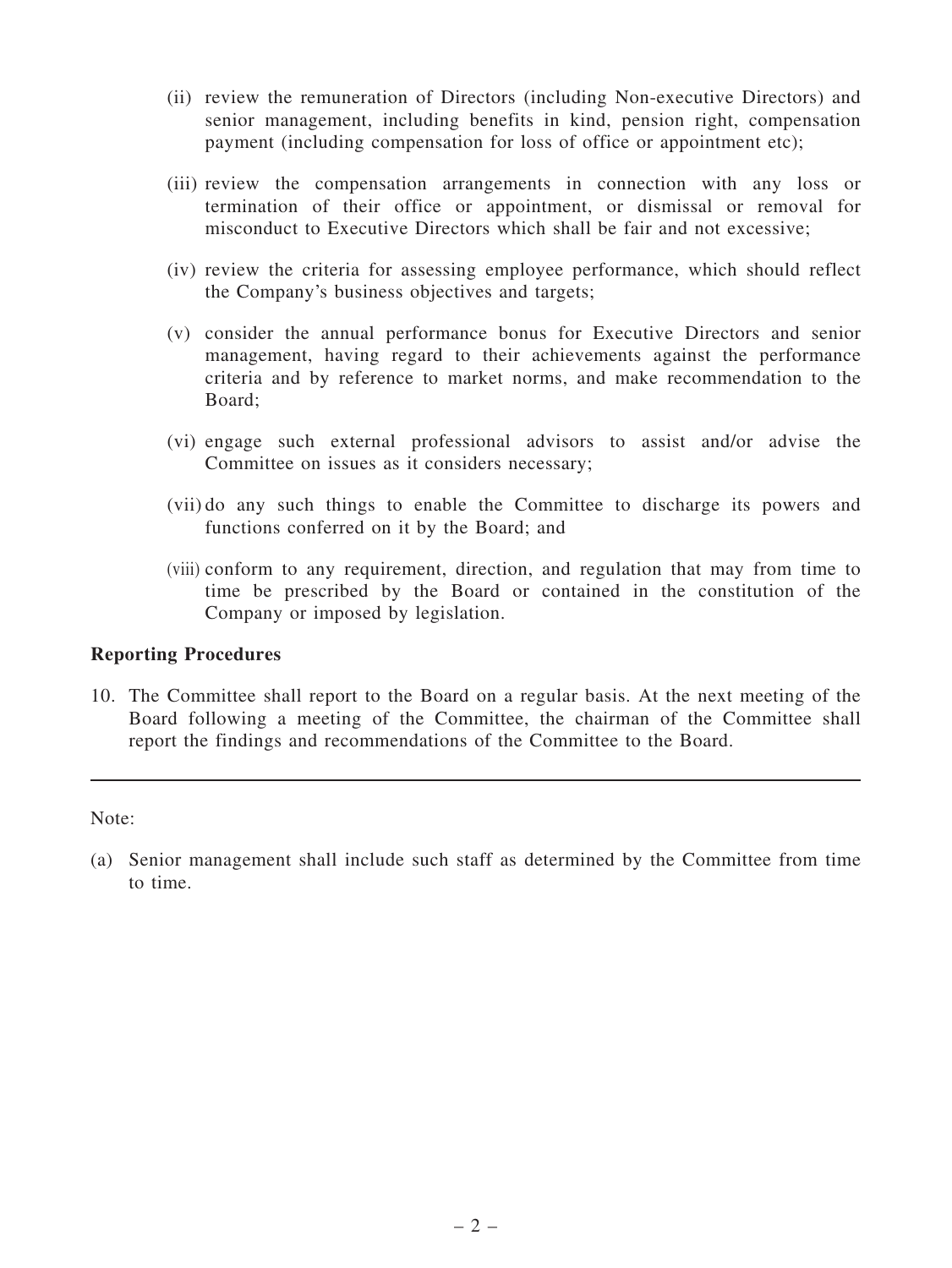(ii) review the remuneration of Directors (including Non-executive Directors) and senior management, including benefits in kind, pension right, compensation payment (including compensation for loss of office or appointment etc);

(iii) review the compensation arrangements in connection with any loss or termination of their office or appointment, or dismissal or removal for misconduct to Executive Directors which shall be fair and not excessive;

(iv) review the criteria for assessing employee performance, which should reflect the Company's business objectives and targets;

(v) consider the annual performance bonus for Executive Directors and senior management, having regard to their achievements against the performance criteria and by reference to market norms, and make recommendation to the Board;

(vi) engage such external professional advisors to assist and/or advise the Committee on issues as it considers necessary;

(vii) do any such things to enable the Committee to discharge its powers and functions conferred on it by the Board; and

(viii) conform to any requirement, direction, and regulation that may from time to time be prescribed by the Board or contained in the constitution of the Company or imposed by legislation.

**Reporting Procedures**

10. The Committee shall report to the Board on a regular basis. At the next meeting of the Board following a meeting of the Committee, the chairman of the Committee shall report the findings and recommendations of the Committee to the Board.

---

Note:

(a) Senior management shall include such staff as determined by the Committee from time to time.